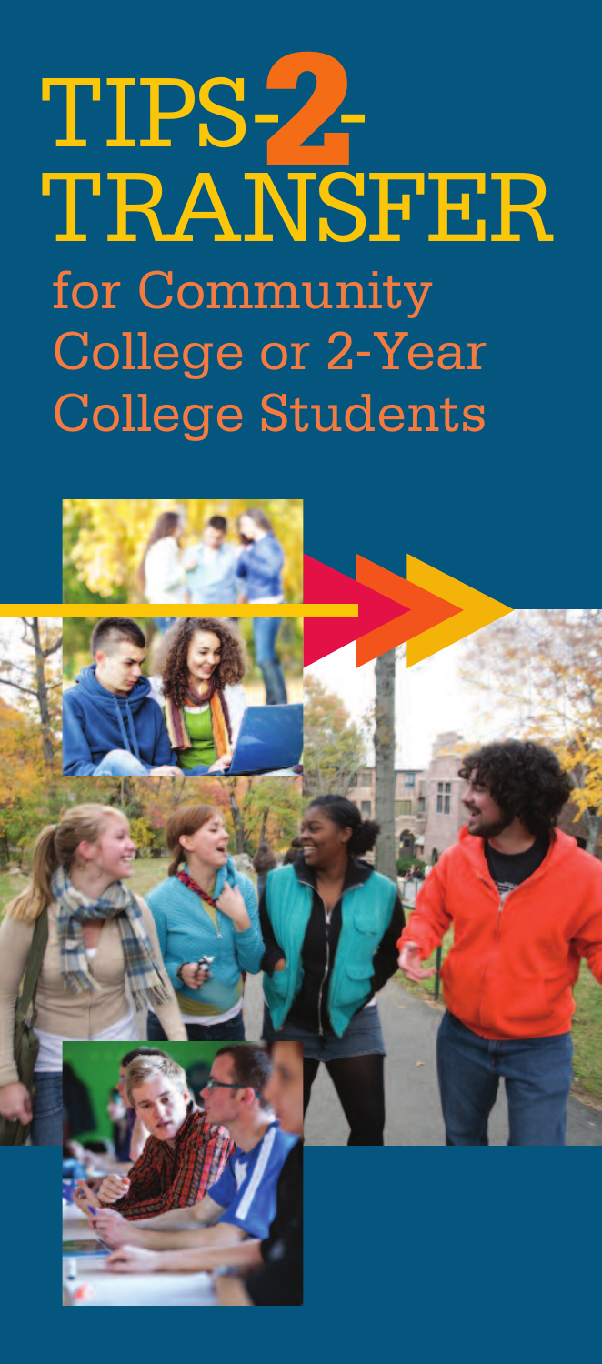# TIPS-2-TRANSFER

## for Community College or 2-Year College Students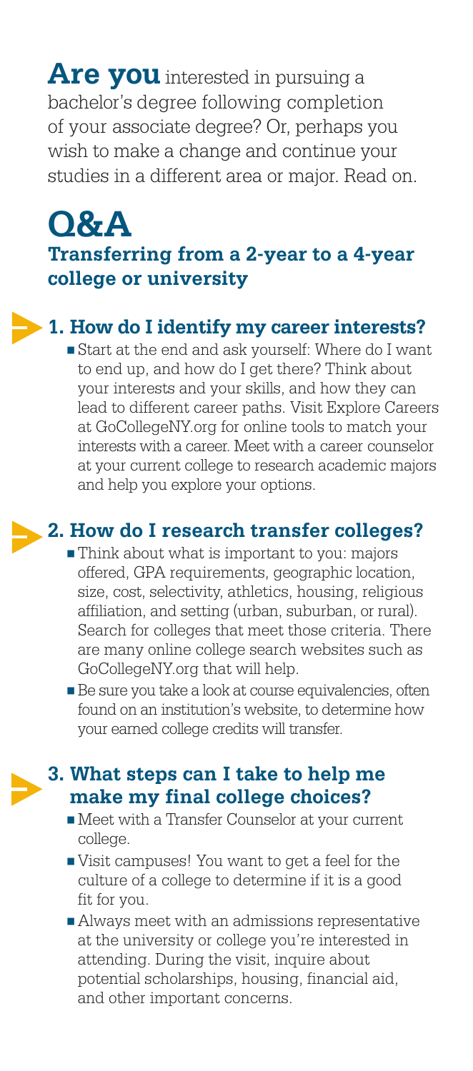**Are you** interested in pursuing a bachelor's degree following completion of your associate degree? Or, perhaps you wish to make a change and continue your studies in a different area or major. Read on.

# Q&A

## Transferring from a 2-year to a 4-year college or university

### 1. How do I identify my career interests?

- Start at the end and ask yourself: Where do I want to end up, and how do I get there? Think about your interests and your skills, and how they can lead to different career paths. Visit Explore Careers at GoCollegeNY.org for online tools to match your interests with a career. Meet with a career counselor at your current college to research academic majors and help you explore your options.

### 2. How do I research transfer colleges?

- Think about what is important to you: majors offered, GPA requirements, geographic location, size, cost, selectivity, athletics, housing, religious affiliation, and setting (urban, suburban, or rural). Search for colleges that meet those criteria. There are many online college search websites such as GoCollegeNY.org that will help.
- Be sure you take a look at course equivalencies, often found on an institution's website, to determine how your earned college credits will transfer.

### 3. What steps can I take to help me make my final college choices?

- Meet with a Transfer Counselor at your current college.
- Visit campuses! You want to get a feel for the culture of a college to determine if it is a good fit for you.
- Always meet with an admissions representative at the university or college you're interested in attending. During the visit, inquire about potential scholarships, housing, financial aid, and other important concerns.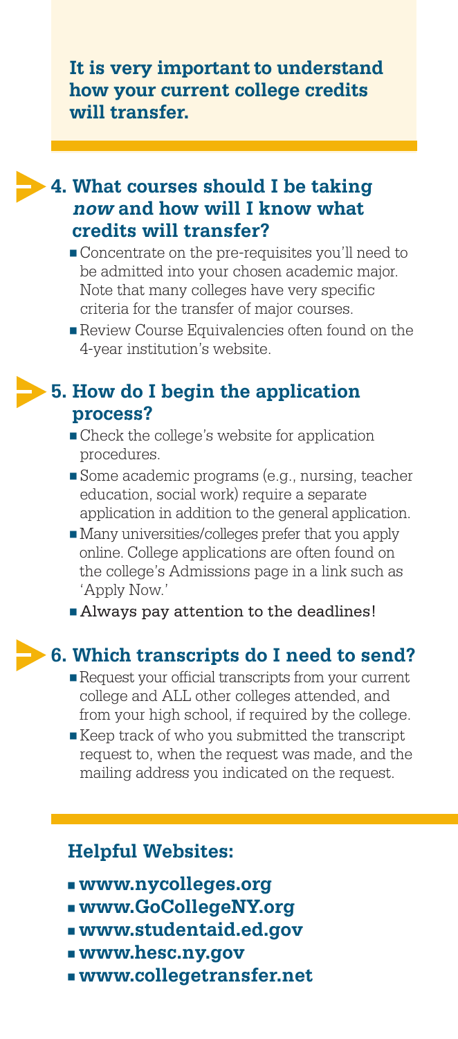**It is very important to understand how your current college credits will transfer.**

## 4. What courses should I be taking *now* and how will I know what credits will transfer?

- Concentrate on the pre-requisites you'll need to be admitted into your chosen academic major. Note that many colleges have very specific criteria for the transfer of major courses.
- Review Course Equivalencies often found on the 4-year institution's website.

## 5. How do I begin the application process?

- Check the college's website for application procedures.
- Some academic programs (e.g., nursing, teacher education, social work) require a separate application in addition to the general application.
- Many universities/colleges prefer that you apply online. College applications are often found on the college's Admissions page in a link such as 'Apply Now.'
- Always pay attention to the deadlines!

## 6. Which transcripts do I need to send?

- Request your official transcripts from your current college and ALL other colleges attended, and from your high school, if required by the college.
- Keep track of who you submitted the transcript request to, when the request was made, and the mailing address you indicated on the request.

### Helpful Websites:

- **www.nycolleges.org**
- **www.GoCollegeNY.org**
- **www.studentaid.ed.gov**
- **www.hesc.ny.gov**
- **www.collegetransfer.net**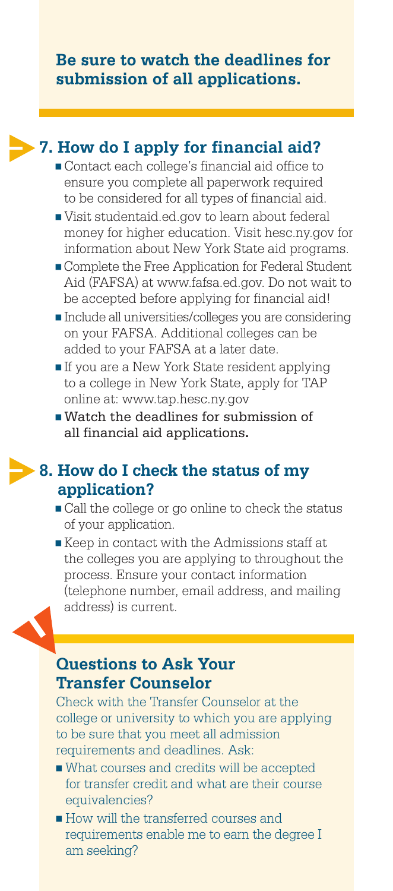**Be sure to watch the deadlines for submission of all applications.**

## 7. How do I apply for financial aid?

- Contact each college's financial aid office to ensure you complete all paperwork required to be considered for all types of financial aid.
- Visit studentaid.ed.gov to learn about federal money for higher education. Visit hesc.ny.gov for information about New York State aid programs.
- Complete the Free Application for Federal Student Aid (FAFSA) at www.fafsa.ed.gov. Do not wait to be accepted before applying for financial aid!
- Include all universities/colleges you are considering on your FAFSA. Additional colleges can be added to your FAFSA at a later date.
- If you are a New York State resident applying to a college in New York State, apply for TAP online at: www.tap.hesc.ny.gov
- **Watch the deadlines for submission of all financial aid applications.**

## 8. How do I check the status of my application?

- Call the college or go online to check the status of your application.
- Keep in contact with the Admissions staff at the colleges you are applying to throughout the process. Ensure your contact information (telephone number, email address, and mailing address) is current.

## Questions to Ask Your Transfer Counselor

Check with the Transfer Counselor at the college or university to which you are applying to be sure that you meet all admission requirements and deadlines. Ask:

- What courses and credits will be accepted for transfer credit and what are their course equivalencies?
- How will the transferred courses and requirements enable me to earn the degree I am seeking?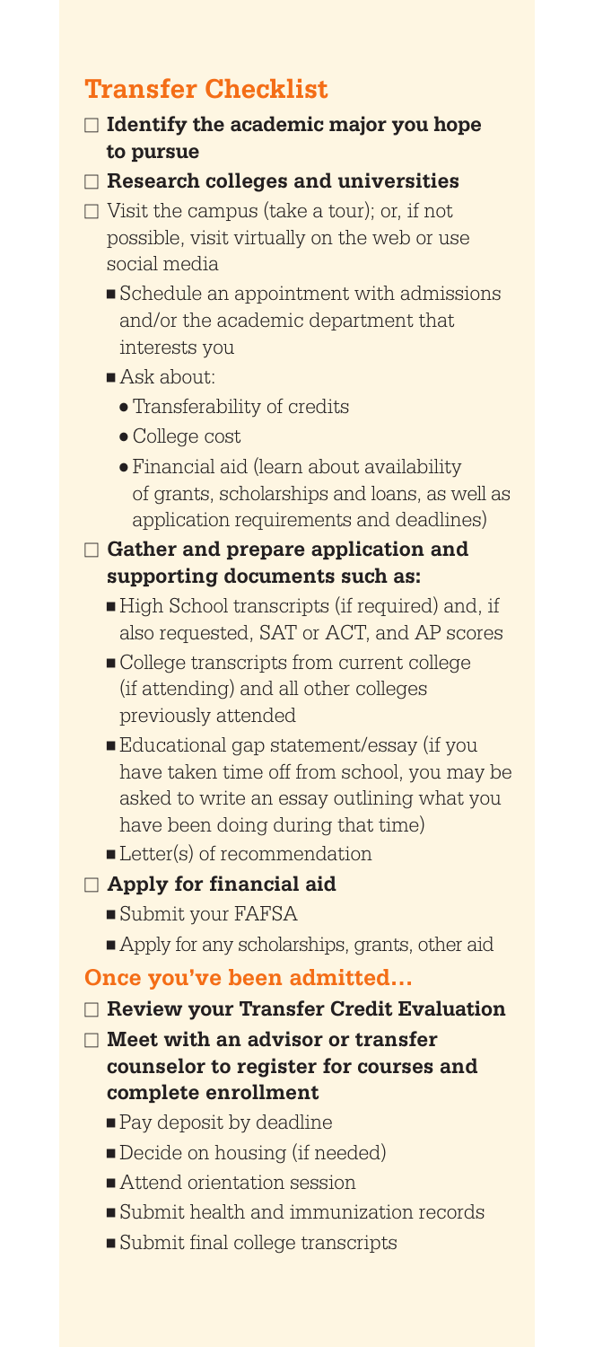## Transfer Checklist

- [ ] **Identify the academic major you hope to pursue**
- [ ] **Research colleges and universities**
- [ ] Visit the campus (take a tour); or, if not possible, visit virtually on the web or use social media
  - Schedule an appointment with admissions and/or the academic department that interests you
  - Ask about:
    - Transferability of credits
    - College cost
    - Financial aid (learn about availability of grants, scholarships and loans, as well as application requirements and deadlines)
- [ ] **Gather and prepare application and supporting documents such as:**
  - High School transcripts (if required) and, if also requested, SAT or ACT, and AP scores
  - College transcripts from current college (if attending) and all other colleges previously attended
  - Educational gap statement/essay (if you have taken time off from school, you may be asked to write an essay outlining what you have been doing during that time)
  - Letter(s) of recommendation
- [ ] **Apply for financial aid**
  - Submit your FAFSA
  - Apply for any scholarships, grants, other aid

### Once you've been admitted...

- [ ] **Review your Transfer Credit Evaluation**
- [ ] **Meet with an advisor or transfer counselor to register for courses and complete enrollment**
  - Pay deposit by deadline
  - Decide on housing (if needed)
  - Attend orientation session
  - Submit health and immunization records
  - Submit final college transcripts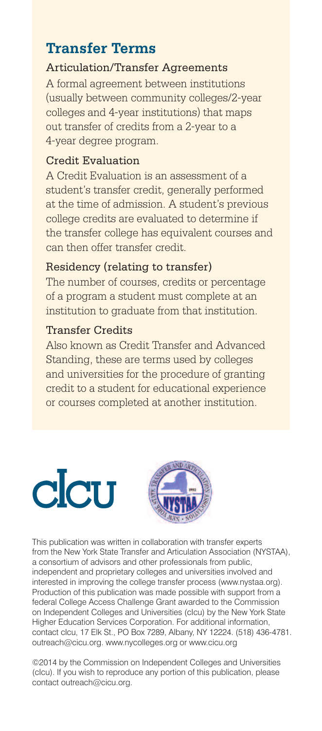## Transfer Terms

### Articulation/Transfer Agreements

A formal agreement between institutions (usually between community colleges/2-year colleges and 4-year institutions) that maps out transfer of credits from a 2-year to a 4-year degree program.

### Credit Evaluation

A Credit Evaluation is an assessment of a student's transfer credit, generally performed at the time of admission. A student's previous college credits are evaluated to determine if the transfer college has equivalent courses and can then offer transfer credit.

### Residency (relating to transfer)

The number of courses, credits or percentage of a program a student must complete at an institution to graduate from that institution.

### Transfer Credits

Also known as Credit Transfer and Advanced Standing, these are terms used by colleges and universities for the procedure of granting credit to a student for educational experience or courses completed at another institution.

cIcu

This publication was written in collaboration with transfer experts from the New York State Transfer and Articulation Association (NYSTAA), a consortium of advisors and other professionals from public, independent and proprietary colleges and universities involved and interested in improving the college transfer process (www.nystaa.org). Production of this publication was made possible with support from a federal College Access Challenge Grant awarded to the Commission on Independent Colleges and Universities (cIcu) by the New York State Higher Education Services Corporation. For additional information, contact cIcu, 17 Elk St., PO Box 7289, Albany, NY 12224. (518) 436-4781. outreach@cicu.org. www.nycolleges.org or www.cicu.org

©2014 by the Commission on Independent Colleges and Universities (cIcu). If you wish to reproduce any portion of this publication, please contact outreach@cicu.org.